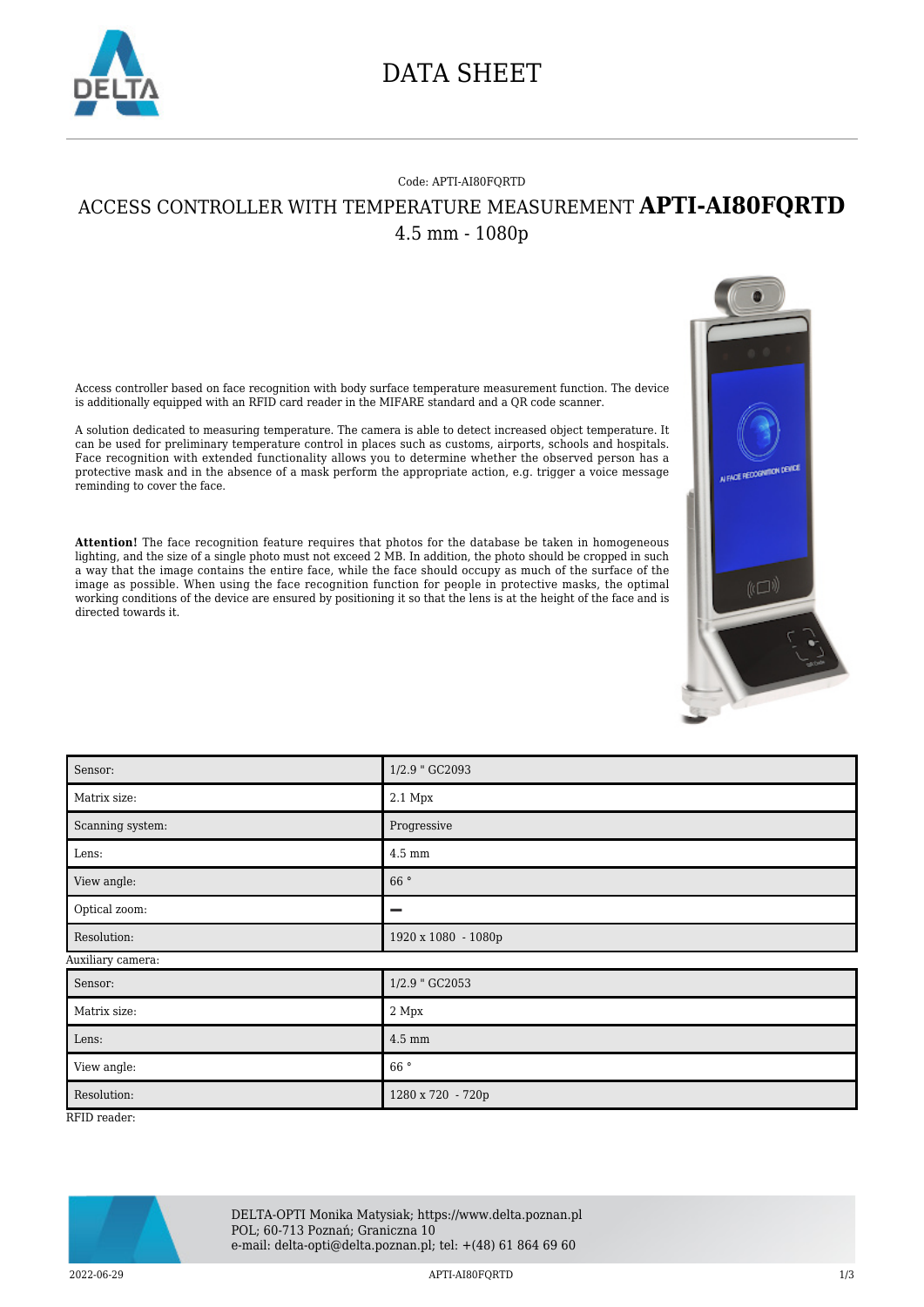# DATA SHEET

Code: APTI-AI80FQRTD

## ACCESS CONTROLLER WITH TEMPERATURE MEASUREMENT **APTI-AI80FQRTD**

4.5 mm - 1080p

Access controller based on face recognition with body surface temperature measurement function. The device is additionally equipped with an RFID card reader in the MIFARE standard and a QR code scanner.

A solution dedicated to measuring temperature. The camera is able to detect increased object temperature. It can be used for preliminary temperature control in places such as customs, airports, schools and hospitals. Face recognition with extended functionality allows you to determine whether the observed person has a protective mask and in the absence of a mask perform the appropriate action, e.g. trigger a voice message reminding to cover the face.

**Attention!** The face recognition feature requires that photos for the database be taken in homogeneous lighting, and the size of a single photo must not exceed 2 MB. In addition, the photo should be cropped in such a way that the image contains the entire face, while the face should occupy as much of the surface of the image as possible. When using the face recognition function for people in protective masks, the optimal working conditions of the device are ensured by positioning it so that the lens is at the height of the face and is directed towards it.

| | |
|---|---|
| Sensor: | 1/2.9 " GC2093 |
| Matrix size: | 2.1 Mpx |
| Scanning system: | Progressive |
| Lens: | 4.5 mm |
| View angle: | 66 ° |
| Optical zoom: | – |
| Resolution: | 1920 x 1080 - 1080p |

Auxiliary camera:

| | |
|---|---|
| Sensor: | 1/2.9 " GC2053 |
| Matrix size: | 2 Mpx |
| Lens: | 4.5 mm |
| View angle: | 66 ° |
| Resolution: | 1280 x 720 - 720p |

RFID reader:

DELTA-OPTI Monika Matysiak; https://www.delta.poznan.pl
POL; 60-713 Poznań; Graniczna 10
e-mail: delta-opti@delta.poznan.pl; tel: +(48) 61 864 69 60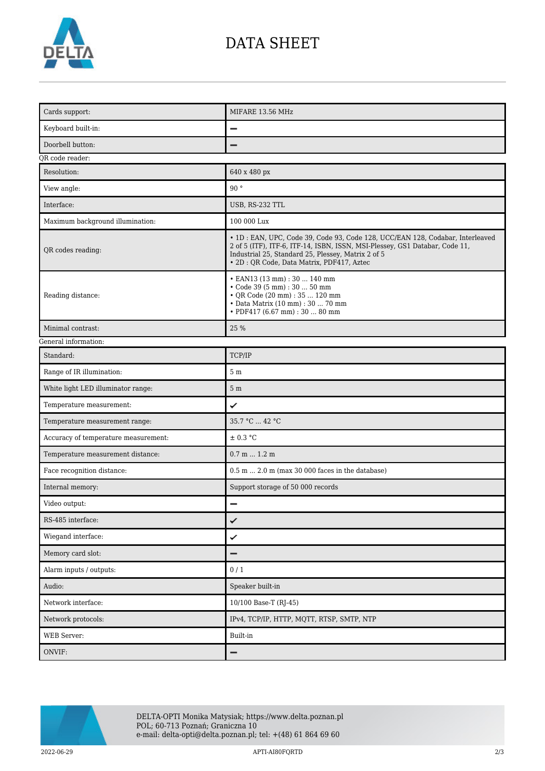# DATA SHEET

| | |
|---|---|
| Cards support: | MIFARE 13.56 MHz |
| Keyboard built-in: | – |
| Doorbell button: | – |

QR code reader:

| | |
|---|---|
| Resolution: | 640 x 480 px |
| View angle: | 90 ° |
| Interface: | USB, RS-232 TTL |
| Maximum background illumination: | 100 000 Lux |
| QR codes reading: | • 1D : EAN, UPC, Code 39, Code 93, Code 128, UCC/EAN 128, Codabar, Interleaved 2 of 5 (ITF), ITF-6, ITF-14, ISBN, ISSN, MSI-Plessey, GS1 Databar, Code 11, Industrial 25, Standard 25, Plessey, Matrix 2 of 5<br>• 2D : QR Code, Data Matrix, PDF417, Aztec |
| Reading distance: | • EAN13 (13 mm) : 30 ... 140 mm<br>• Code 39 (5 mm) : 30 ... 50 mm<br>• QR Code (20 mm) : 35 ... 120 mm<br>• Data Matrix (10 mm) : 30 ... 70 mm<br>• PDF417 (6.67 mm) : 30 ... 80 mm |
| Minimal contrast: | 25 % |

General information:

| | |
|---|---|
| Standard: | TCP/IP |
| Range of IR illumination: | 5 m |
| White light LED illuminator range: | 5 m |
| Temperature measurement: | ✓ |
| Temperature measurement range: | 35.7 °C ... 42 °C |
| Accuracy of temperature measurement: | ± 0.3 °C |
| Temperature measurement distance: | 0.7 m ... 1.2 m |
| Face recognition distance: | 0.5 m ... 2.0 m (max 30 000 faces in the database) |
| Internal memory: | Support storage of 50 000 records |
| Video output: | – |
| RS-485 interface: | ✓ |
| Wiegand interface: | ✓ |
| Memory card slot: | – |
| Alarm inputs / outputs: | 0 / 1 |
| Audio: | Speaker built-in |
| Network interface: | 10/100 Base-T (RJ-45) |
| Network protocols: | IPv4, TCP/IP, HTTP, MQTT, RTSP, SMTP, NTP |
| WEB Server: | Built-in |
| ONVIF: | – |

DELTA-OPTI Monika Matysiak; https://www.delta.poznan.pl
POL; 60-713 Poznań; Graniczna 10
e-mail: delta-opti@delta.poznan.pl; tel: +(48) 61 864 69 60

2022-06-29 APTI-AI80FQRTD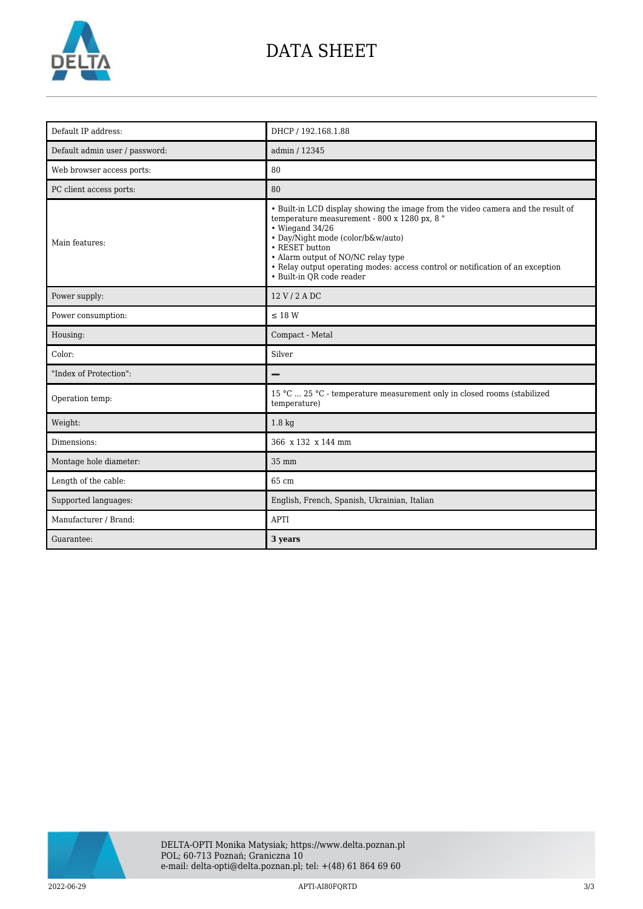# DATA SHEET

| | |
|---|---|
| Default IP address: | DHCP / 192.168.1.88 |
| Default admin user / password: | admin / 12345 |
| Web browser access ports: | 80 |
| PC client access ports: | 80 |
| Main features: | • Built-in LCD display showing the image from the video camera and the result of temperature measurement - 800 x 1280 px, 8 " <br>• Wiegand 34/26 <br>• Day/Night mode (color/b&w/auto) <br>• RESET button <br>• Alarm output of NO/NC relay type <br>• Relay output operating modes: access control or notification of an exception <br>• Built-in QR code reader |
| Power supply: | 12 V / 2 A DC |
| Power consumption: | ≤ 18 W |
| Housing: | Compact - Metal |
| Color: | Silver |
| "Index of Protection": | – |
| Operation temp: | 15 °C ... 25 °C - temperature measurement only in closed rooms (stabilized temperature) |
| Weight: | 1.8 kg |
| Dimensions: | 366 x 132 x 144 mm |
| Montage hole diameter: | 35 mm |
| Length of the cable: | 65 cm |
| Supported languages: | English, French, Spanish, Ukrainian, Italian |
| Manufacturer / Brand: | APTI |
| Guarantee: | **3 years** |

DELTA-OPTI Monika Matysiak; https://www.delta.poznan.pl
POL; 60-713 Poznań; Graniczna 10
e-mail: delta-opti@delta.poznan.pl; tel: +(48) 61 864 69 60

2022-06-29 APTI-AI80FQRTD